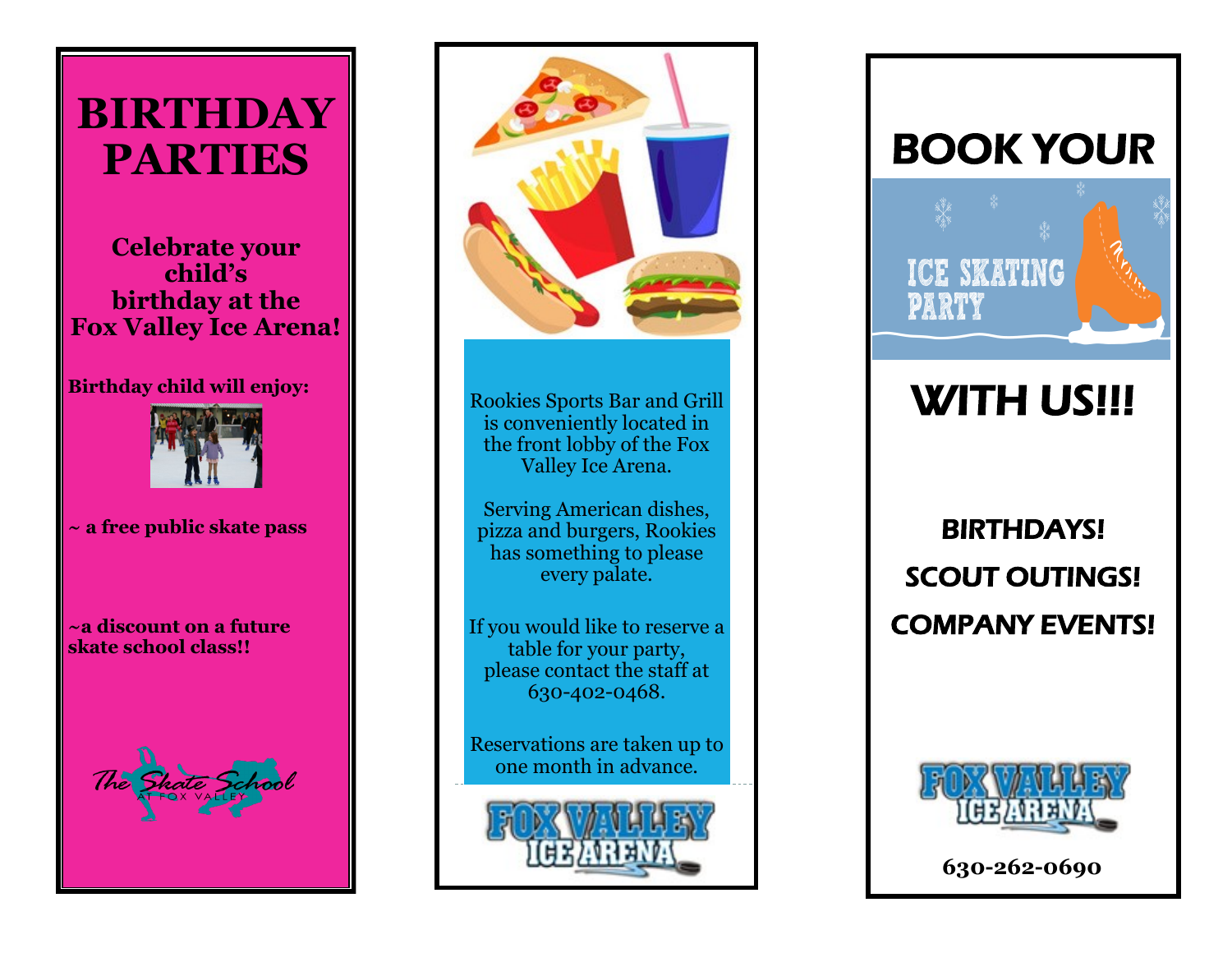# BIRTHDAY PARTIES

**Celebrate your child's birthday at the Fox Valley Ice Arena!**

**Birthday child will enjoy:**

**~ a free public skate pass**

**~a discount on a future skate school class!!**

The Skate School AT FOX VALLEY

Rookies Sports Bar and Grill is conveniently located in the front lobby of the Fox Valley Ice Arena.

Serving American dishes, pizza and burgers, Rookies has something to please every palate.

If you would like to reserve a table for your party, please contact the staff at 630-402-0468.

Reservations are taken up to one month in advance.

FOX VALLEY ICE ARENA

# BOOK YOUR

ICE SKATING PARTY

# WITH US!!!

**BIRTHDAYS!**

**SCOUT OUTINGS!**

**COMPANY EVENTS!**

FOX VALLEY ICE ARENA

**630-262-0690**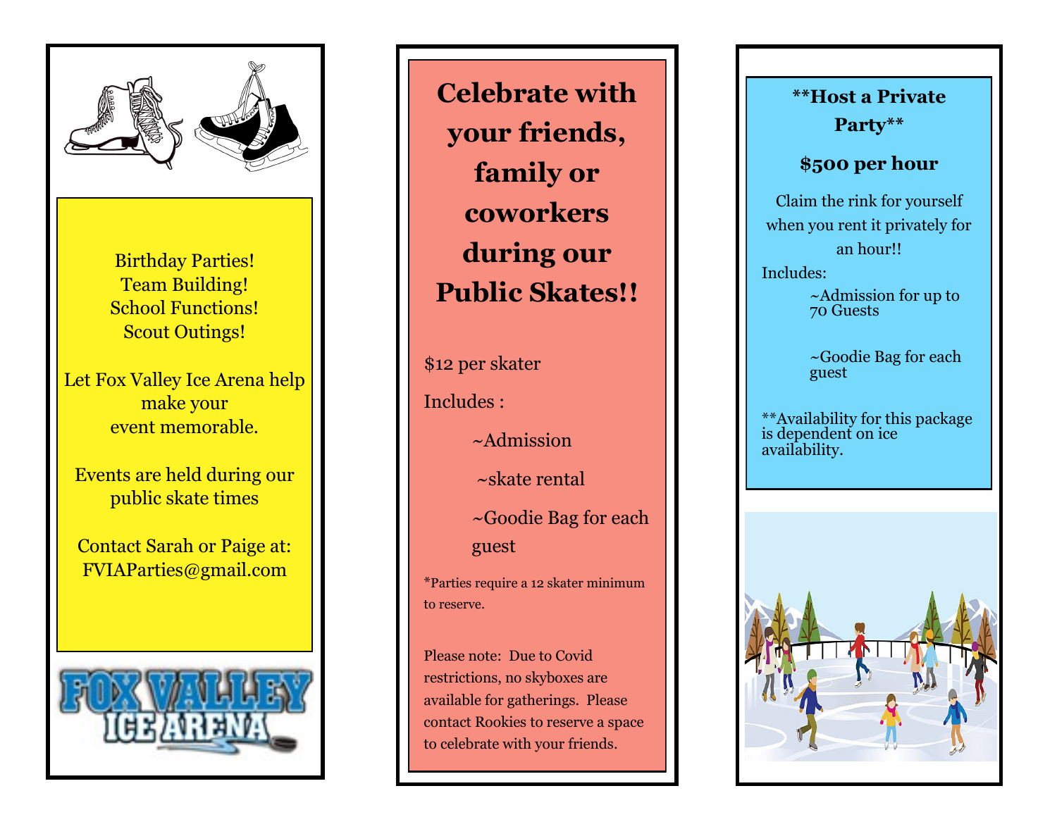Birthday Parties!
Team Building!
School Functions!
Scout Outings!

Let Fox Valley Ice Arena help make your event memorable.

Events are held during our public skate times

Contact Sarah or Paige at:
FVIAParties@gmail.com

FOX VALLEY ICE ARENA

# Celebrate with your friends, family or coworkers during our Public Skates!!

$12 per skater

Includes :

- ~Admission
- ~skate rental
- ~Goodie Bag for each guest

*Parties require a 12 skater minimum to reserve.

Please note: Due to Covid restrictions, no skyboxes are available for gatherings. Please contact Rookies to reserve a space to celebrate with your friends.

## **Host a Private Party**

**$500 per hour**

Claim the rink for yourself when you rent it privately for an hour!!

Includes:

- ~Admission for up to 70 Guests
- ~Goodie Bag for each guest

**Availability for this package is dependent on ice availability.